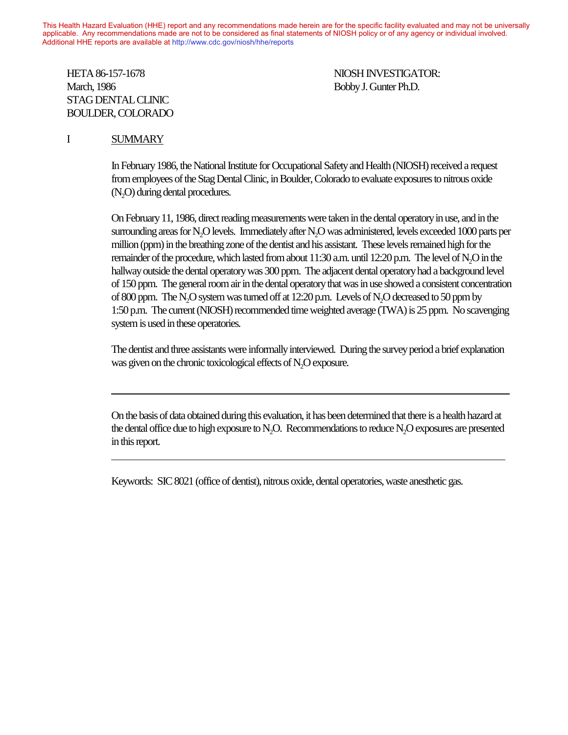This Health Hazard Evaluation (HHE) report and any recommendations made herein are for the specific facility evaluated and may not be universally applicable. Any recommendations made are not to be considered as final statements of NIOSH policy or of any agency or individual involved. Additional HHE reports are available at http://www.cdc.gov/niosh/hhe/reports

HETA 86-157-1678
March, 1986
STAG DENTAL CLINIC
BOULDER, COLORADO

NIOSH INVESTIGATOR:
Bobby J. Gunter Ph.D.

## I SUMMARY

In February 1986, the National Institute for Occupational Safety and Health (NIOSH) received a request from employees of the Stag Dental Clinic, in Boulder, Colorado to evaluate exposures to nitrous oxide ($N_2O$) during dental procedures.

On February 11, 1986, direct reading measurements were taken in the dental operatory in use, and in the surrounding areas for $N_2O$ levels. Immediately after $N_2O$ was administered, levels exceeded 1000 parts per million (ppm) in the breathing zone of the dentist and his assistant. These levels remained high for the remainder of the procedure, which lasted from about 11:30 a.m. until 12:20 p.m. The level of $N_2O$ in the hallway outside the dental operatory was 300 ppm. The adjacent dental operatory had a background level of 150 ppm. The general room air in the dental operatory that was in use showed a consistent concentration of 800 ppm. The $N_2O$ system was turned off at 12:20 p.m. Levels of $N_2O$ decreased to 50 ppm by 1:50 p.m. The current (NIOSH) recommended time weighted average (TWA) is 25 ppm. No scavenging system is used in these operatories.

The dentist and three assistants were informally interviewed. During the survey period a brief explanation was given on the chronic toxicological effects of $N_2O$ exposure.

---

On the basis of data obtained during this evaluation, it has been determined that there is a health hazard at the dental office due to high exposure to $N_2O$. Recommendations to reduce $N_2O$ exposures are presented in this report.

---

Keywords: SIC 8021 (office of dentist), nitrous oxide, dental operatories, waste anesthetic gas.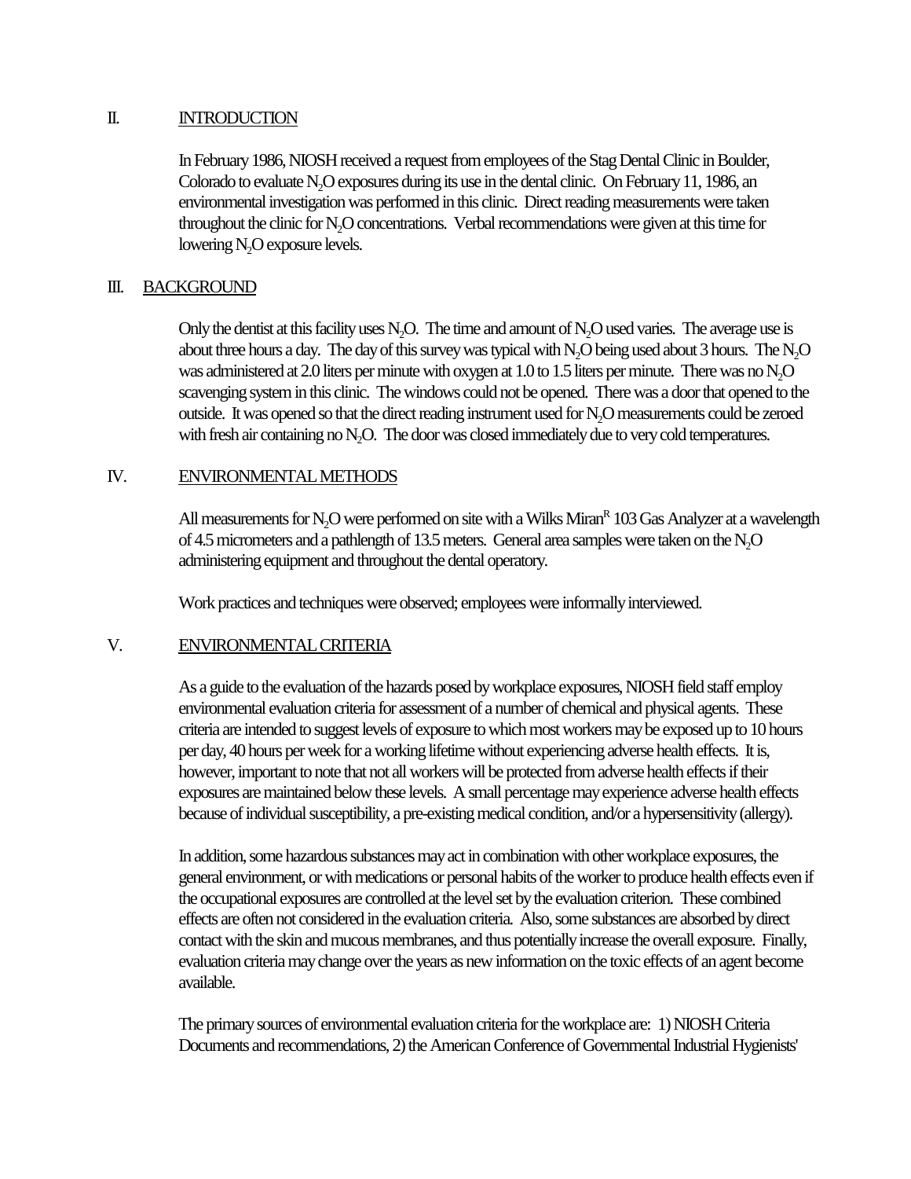## II. INTRODUCTION

In February 1986, NIOSH received a request from employees of the Stag Dental Clinic in Boulder, Colorado to evaluate $N_2O$ exposures during its use in the dental clinic. On February 11, 1986, an environmental investigation was performed in this clinic. Direct reading measurements were taken throughout the clinic for $N_2O$ concentrations. Verbal recommendations were given at this time for lowering $N_2O$ exposure levels.

## III. BACKGROUND

Only the dentist at this facility uses $N_2O$. The time and amount of $N_2O$ used varies. The average use is about three hours a day. The day of this survey was typical with $N_2O$ being used about 3 hours. The $N_2O$ was administered at 2.0 liters per minute with oxygen at 1.0 to 1.5 liters per minute. There was no $N_2O$ scavenging system in this clinic. The windows could not be opened. There was a door that opened to the outside. It was opened so that the direct reading instrument used for $N_2O$ measurements could be zeroed with fresh air containing no $N_2O$. The door was closed immediately due to very cold temperatures.

## IV. ENVIRONMENTAL METHODS

All measurements for $N_2O$ were performed on site with a Wilks Miran[R] 103 Gas Analyzer at a wavelength of 4.5 micrometers and a pathlength of 13.5 meters. General area samples were taken on the $N_2O$ administering equipment and throughout the dental operatory.

Work practices and techniques were observed; employees were informally interviewed.

## V. ENVIRONMENTAL CRITERIA

As a guide to the evaluation of the hazards posed by workplace exposures, NIOSH field staff employ environmental evaluation criteria for assessment of a number of chemical and physical agents. These criteria are intended to suggest levels of exposure to which most workers may be exposed up to 10 hours per day, 40 hours per week for a working lifetime without experiencing adverse health effects. It is, however, important to note that not all workers will be protected from adverse health effects if their exposures are maintained below these levels. A small percentage may experience adverse health effects because of individual susceptibility, a pre-existing medical condition, and/or a hypersensitivity (allergy).

In addition, some hazardous substances may act in combination with other workplace exposures, the general environment, or with medications or personal habits of the worker to produce health effects even if the occupational exposures are controlled at the level set by the evaluation criterion. These combined effects are often not considered in the evaluation criteria. Also, some substances are absorbed by direct contact with the skin and mucous membranes, and thus potentially increase the overall exposure. Finally, evaluation criteria may change over the years as new information on the toxic effects of an agent become available.

The primary sources of environmental evaluation criteria for the workplace are: 1) NIOSH Criteria Documents and recommendations, 2) the American Conference of Governmental Industrial Hygienists'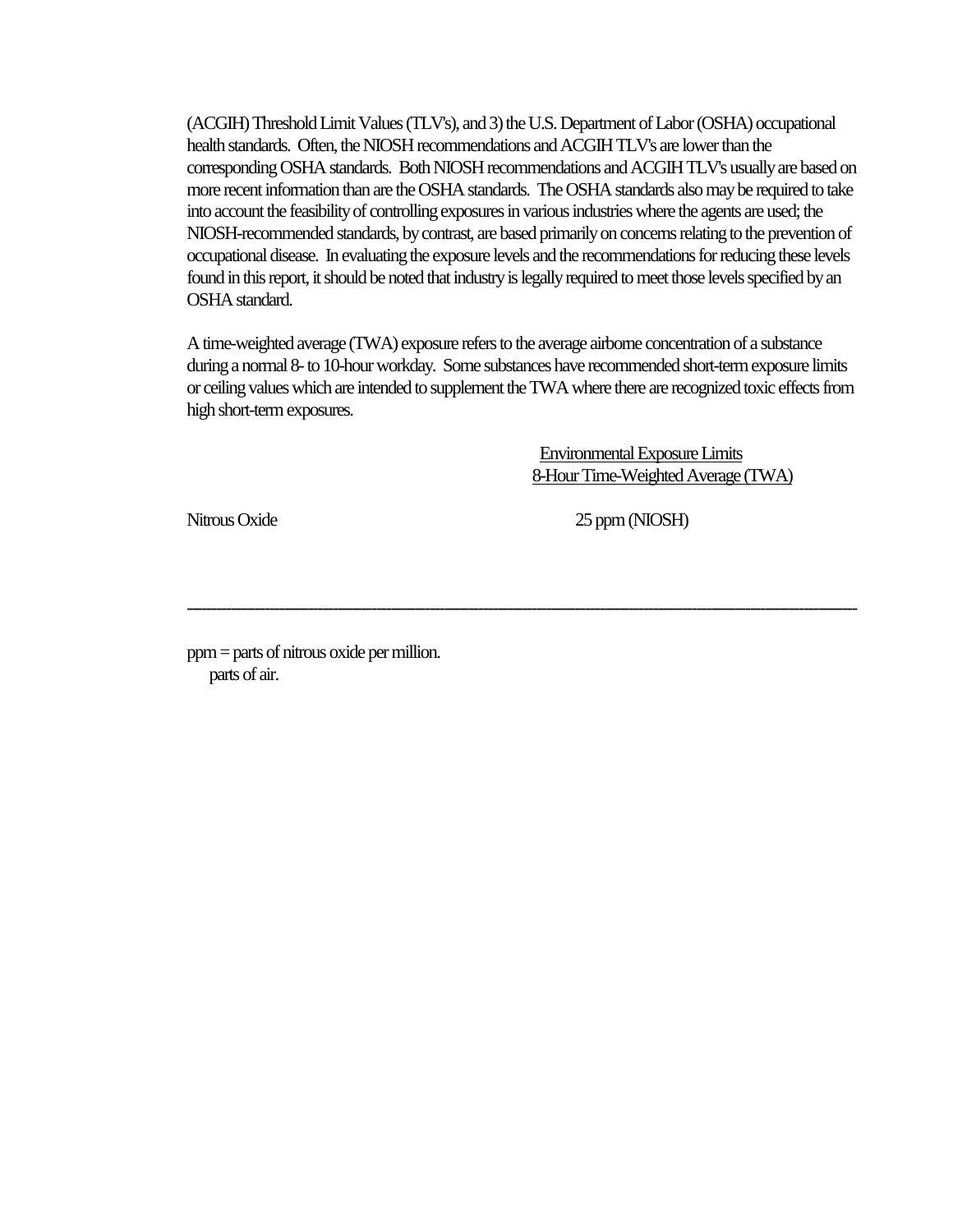(ACGIH) Threshold Limit Values (TLV's), and 3) the U.S. Department of Labor (OSHA) occupational health standards. Often, the NIOSH recommendations and ACGIH TLV's are lower than the corresponding OSHA standards. Both NIOSH recommendations and ACGIH TLV's usually are based on more recent information than are the OSHA standards. The OSHA standards also may be required to take into account the feasibility of controlling exposures in various industries where the agents are used; the NIOSH-recommended standards, by contrast, are based primarily on concerns relating to the prevention of occupational disease. In evaluating the exposure levels and the recommendations for reducing these levels found in this report, it should be noted that industry is legally required to meet those levels specified by an OSHA standard.

A time-weighted average (TWA) exposure refers to the average airborne concentration of a substance during a normal 8- to 10-hour workday. Some substances have recommended short-term exposure limits or ceiling values which are intended to supplement the TWA where there are recognized toxic effects from high short-term exposures.

| | Environmental Exposure Limits 8-Hour Time-Weighted Average (TWA) |
|---|---|
| Nitrous Oxide | 25 ppm (NIOSH) |

---

ppm = parts of nitrous oxide per million.
parts of air.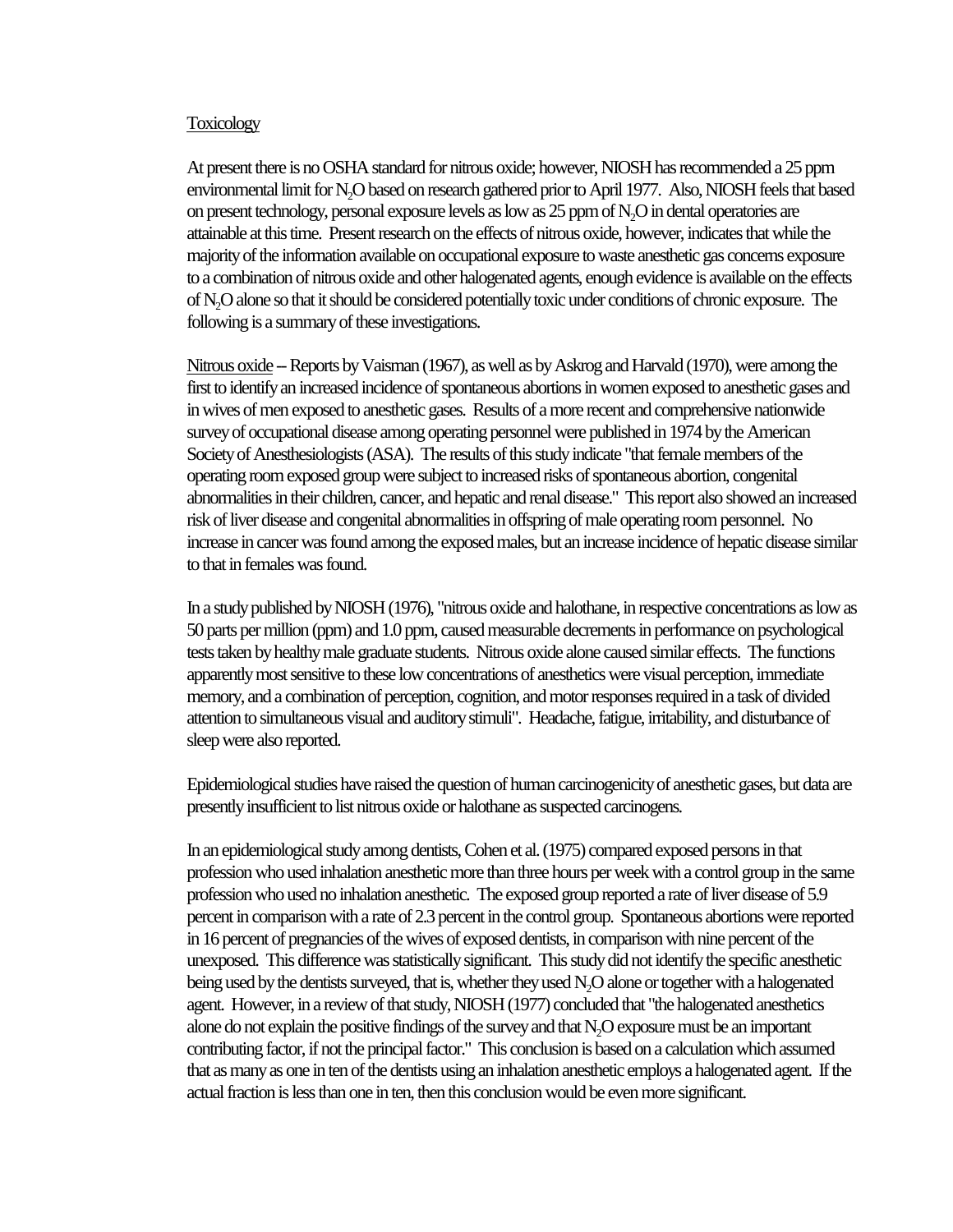Toxicology

At present there is no OSHA standard for nitrous oxide; however, NIOSH has recommended a 25 ppm environmental limit for $N_2O$ based on research gathered prior to April 1977. Also, NIOSH feels that based on present technology, personal exposure levels as low as 25 ppm of $N_2O$ in dental operatories are attainable at this time. Present research on the effects of nitrous oxide, however, indicates that while the majority of the information available on occupational exposure to waste anesthetic gas concerns exposure to a combination of nitrous oxide and other halogenated agents, enough evidence is available on the effects of $N_2O$ alone so that it should be considered potentially toxic under conditions of chronic exposure. The following is a summary of these investigations.

Nitrous oxide – Reports by Vaisman (1967), as well as by Askrog and Harvald (1970), were among the first to identify an increased incidence of spontaneous abortions in women exposed to anesthetic gases and in wives of men exposed to anesthetic gases. Results of a more recent and comprehensive nationwide survey of occupational disease among operating personnel were published in 1974 by the American Society of Anesthesiologists (ASA). The results of this study indicate "that female members of the operating room exposed group were subject to increased risks of spontaneous abortion, congenital abnormalities in their children, cancer, and hepatic and renal disease." This report also showed an increased risk of liver disease and congenital abnormalities in offspring of male operating room personnel. No increase in cancer was found among the exposed males, but an increase incidence of hepatic disease similar to that in females was found.

In a study published by NIOSH (1976), "nitrous oxide and halothane, in respective concentrations as low as 50 parts per million (ppm) and 1.0 ppm, caused measurable decrements in performance on psychological tests taken by healthy male graduate students. Nitrous oxide alone caused similar effects. The functions apparently most sensitive to these low concentrations of anesthetics were visual perception, immediate memory, and a combination of perception, cognition, and motor responses required in a task of divided attention to simultaneous visual and auditory stimuli". Headache, fatigue, irritability, and disturbance of sleep were also reported.

Epidemiological studies have raised the question of human carcinogenicity of anesthetic gases, but data are presently insufficient to list nitrous oxide or halothane as suspected carcinogens.

In an epidemiological study among dentists, Cohen et al. (1975) compared exposed persons in that profession who used inhalation anesthetic more than three hours per week with a control group in the same profession who used no inhalation anesthetic. The exposed group reported a rate of liver disease of 5.9 percent in comparison with a rate of 2.3 percent in the control group. Spontaneous abortions were reported in 16 percent of pregnancies of the wives of exposed dentists, in comparison with nine percent of the unexposed. This difference was statistically significant. This study did not identify the specific anesthetic being used by the dentists surveyed, that is, whether they used $N_2O$ alone or together with a halogenated agent. However, in a review of that study, NIOSH (1977) concluded that "the halogenated anesthetics alone do not explain the positive findings of the survey and that $N_2O$ exposure must be an important contributing factor, if not the principal factor." This conclusion is based on a calculation which assumed that as many as one in ten of the dentists using an inhalation anesthetic employs a halogenated agent. If the actual fraction is less than one in ten, then this conclusion would be even more significant.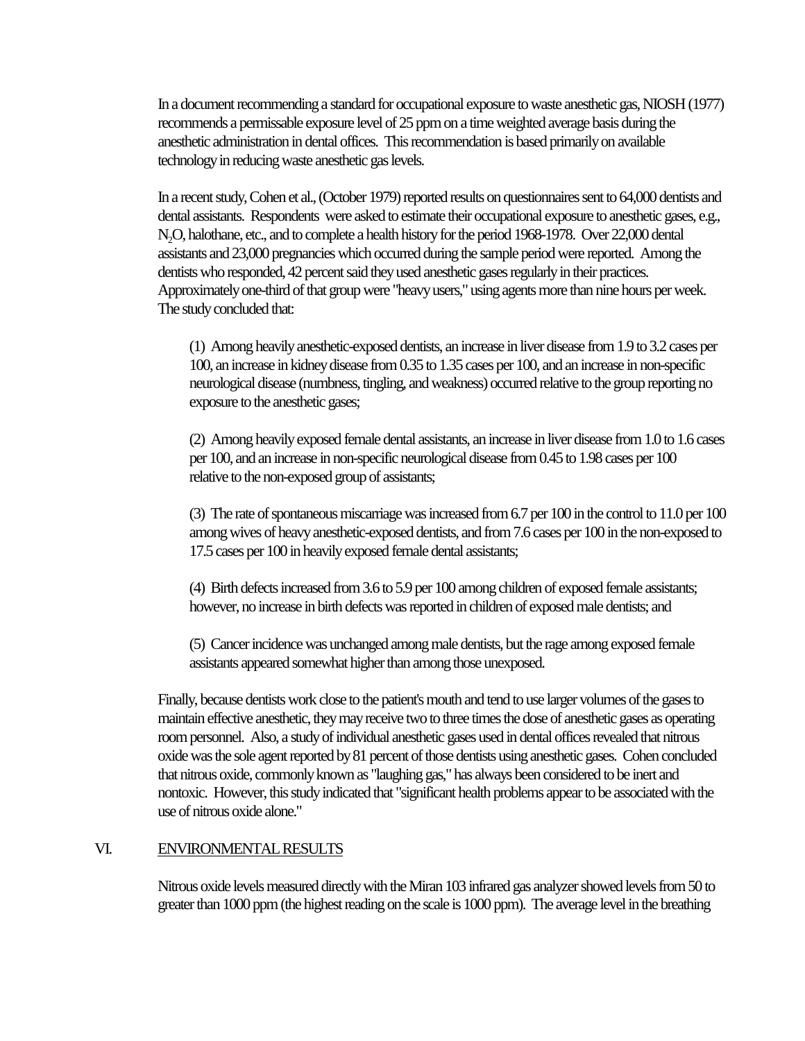In a document recommending a standard for occupational exposure to waste anesthetic gas, NIOSH (1977) recommends a permissable exposure level of 25 ppm on a time weighted average basis during the anesthetic administration in dental offices. This recommendation is based primarily on available technology in reducing waste anesthetic gas levels.

In a recent study, Cohen et al., (October 1979) reported results on questionnaires sent to 64,000 dentists and dental assistants. Respondents were asked to estimate their occupational exposure to anesthetic gases, e.g., $N_2O$, halothane, etc., and to complete a health history for the period 1968-1978. Over 22,000 dental assistants and 23,000 pregnancies which occurred during the sample period were reported. Among the dentists who responded, 42 percent said they used anesthetic gases regularly in their practices. Approximately one-third of that group were "heavy users," using agents more than nine hours per week. The study concluded that:

(1) Among heavily anesthetic-exposed dentists, an increase in liver disease from 1.9 to 3.2 cases per 100, an increase in kidney disease from 0.35 to 1.35 cases per 100, and an increase in non-specific neurological disease (numbness, tingling, and weakness) occurred relative to the group reporting no exposure to the anesthetic gases;

(2) Among heavily exposed female dental assistants, an increase in liver disease from 1.0 to 1.6 cases per 100, and an increase in non-specific neurological disease from 0.45 to 1.98 cases per 100 relative to the non-exposed group of assistants;

(3) The rate of spontaneous miscarriage was increased from 6.7 per 100 in the control to 11.0 per 100 among wives of heavy anesthetic-exposed dentists, and from 7.6 cases per 100 in the non-exposed to 17.5 cases per 100 in heavily exposed female dental assistants;

(4) Birth defects increased from 3.6 to 5.9 per 100 among children of exposed female assistants; however, no increase in birth defects was reported in children of exposed male dentists; and

(5) Cancer incidence was unchanged among male dentists, but the rage among exposed female assistants appeared somewhat higher than among those unexposed.

Finally, because dentists work close to the patient's mouth and tend to use larger volumes of the gases to maintain effective anesthetic, they may receive two to three times the dose of anesthetic gases as operating room personnel. Also, a study of individual anesthetic gases used in dental offices revealed that nitrous oxide was the sole agent reported by 81 percent of those dentists using anesthetic gases. Cohen concluded that nitrous oxide, commonly known as "laughing gas," has always been considered to be inert and nontoxic. However, this study indicated that "significant health problems appear to be associated with the use of nitrous oxide alone."

## VI. ENVIRONMENTAL RESULTS

Nitrous oxide levels measured directly with the Miran 103 infrared gas analyzer showed levels from 50 to greater than 1000 ppm (the highest reading on the scale is 1000 ppm). The average level in the breathing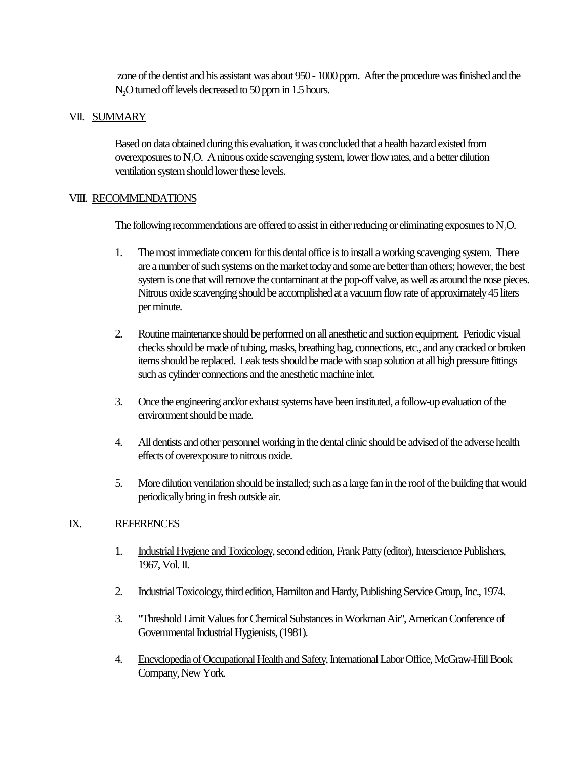zone of the dentist and his assistant was about 950 - 1000 ppm. After the procedure was finished and the $N_2O$ turned off levels decreased to 50 ppm in 1.5 hours.

## VII. SUMMARY

Based on data obtained during this evaluation, it was concluded that a health hazard existed from overexposures to $N_2O$. A nitrous oxide scavenging system, lower flow rates, and a better dilution ventilation system should lower these levels.

## VIII. RECOMMENDATIONS

The following recommendations are offered to assist in either reducing or eliminating exposures to $N_2O$.

1. The most immediate concern for this dental office is to install a working scavenging system. There are a number of such systems on the market today and some are better than others; however, the best system is one that will remove the contaminant at the pop-off valve, as well as around the nose pieces. Nitrous oxide scavenging should be accomplished at a vacuum flow rate of approximately 45 liters per minute.

2. Routine maintenance should be performed on all anesthetic and suction equipment. Periodic visual checks should be made of tubing, masks, breathing bag, connections, etc., and any cracked or broken items should be replaced. Leak tests should be made with soap solution at all high pressure fittings such as cylinder connections and the anesthetic machine inlet.

3. Once the engineering and/or exhaust systems have been instituted, a follow-up evaluation of the environment should be made.

4. All dentists and other personnel working in the dental clinic should be advised of the adverse health effects of overexposure to nitrous oxide.

5. More dilution ventilation should be installed; such as a large fan in the roof of the building that would periodically bring in fresh outside air.

## IX. REFERENCES

1. Industrial Hygiene and Toxicology, second edition, Frank Patty (editor), Interscience Publishers, 1967, Vol. II.

2. Industrial Toxicology, third edition, Hamilton and Hardy, Publishing Service Group, Inc., 1974.

3. "Threshold Limit Values for Chemical Substances in Workman Air", American Conference of Governmental Industrial Hygienists, (1981).

4. Encyclopedia of Occupational Health and Safety, International Labor Office, McGraw-Hill Book Company, New York.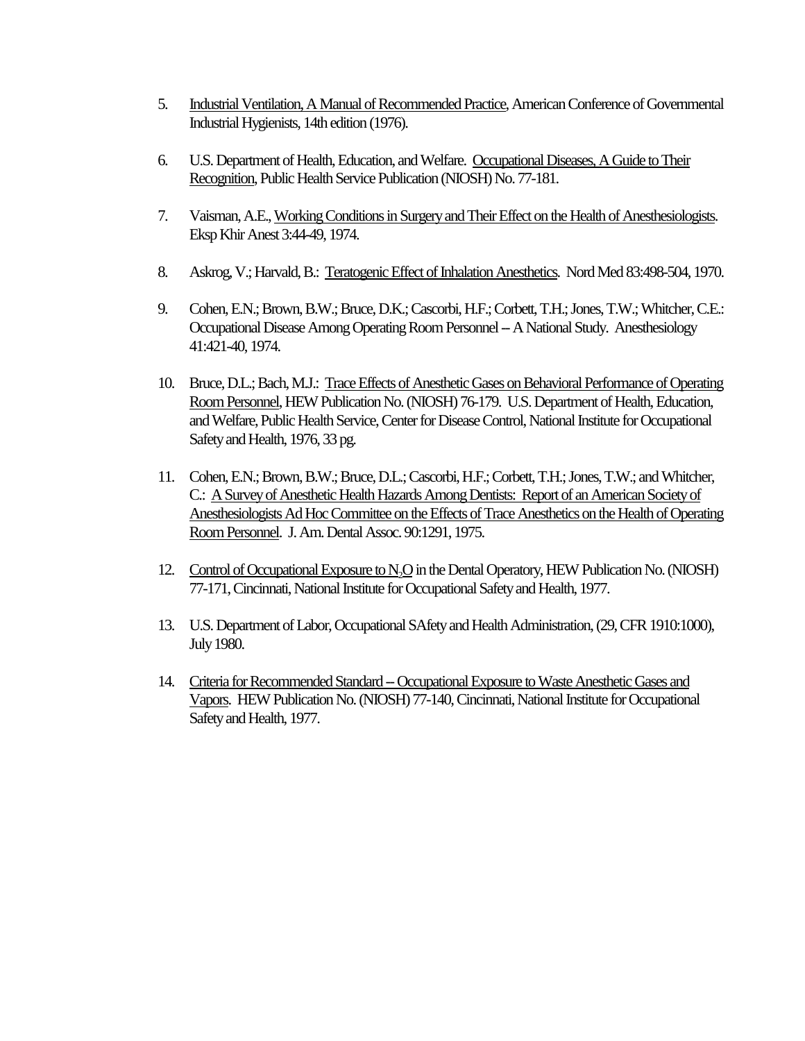5. Industrial Ventilation, A Manual of Recommended Practice, American Conference of Governmental Industrial Hygienists, 14th edition (1976).

6. U.S. Department of Health, Education, and Welfare. Occupational Diseases, A Guide to Their Recognition, Public Health Service Publication (NIOSH) No. 77-181.

7. Vaisman, A.E., Working Conditions in Surgery and Their Effect on the Health of Anesthesiologists. Eksp Khir Anest 3:44-49, 1974.

8. Askrog, V.; Harvald, B.: Teratogenic Effect of Inhalation Anesthetics. Nord Med 83:498-504, 1970.

9. Cohen, E.N.; Brown, B.W.; Bruce, D.K.; Cascorbi, H.F.; Corbett, T.H.; Jones, T.W.; Whitcher, C.E.: Occupational Disease Among Operating Room Personnel -- A National Study. Anesthesiology 41:421-40, 1974.

10. Bruce, D.L.; Bach, M.J.: Trace Effects of Anesthetic Gases on Behavioral Performance of Operating Room Personnel, HEW Publication No. (NIOSH) 76-179. U.S. Department of Health, Education, and Welfare, Public Health Service, Center for Disease Control, National Institute for Occupational Safety and Health, 1976, 33 pg.

11. Cohen, E.N.; Brown, B.W.; Bruce, D.L.; Cascorbi, H.F.; Corbett, T.H.; Jones, T.W.; and Whitcher, C.: A Survey of Anesthetic Health Hazards Among Dentists: Report of an American Society of Anesthesiologists Ad Hoc Committee on the Effects of Trace Anesthetics on the Health of Operating Room Personnel. J. Am. Dental Assoc. 90:1291, 1975.

12. Control of Occupational Exposure to $N_2O$ in the Dental Operatory, HEW Publication No. (NIOSH) 77-171, Cincinnati, National Institute for Occupational Safety and Health, 1977.

13. U.S. Department of Labor, Occupational SAfety and Health Administration, (29, CFR 1910:1000), July 1980.

14. Criteria for Recommended Standard -- Occupational Exposure to Waste Anesthetic Gases and Vapors. HEW Publication No. (NIOSH) 77-140, Cincinnati, National Institute for Occupational Safety and Health, 1977.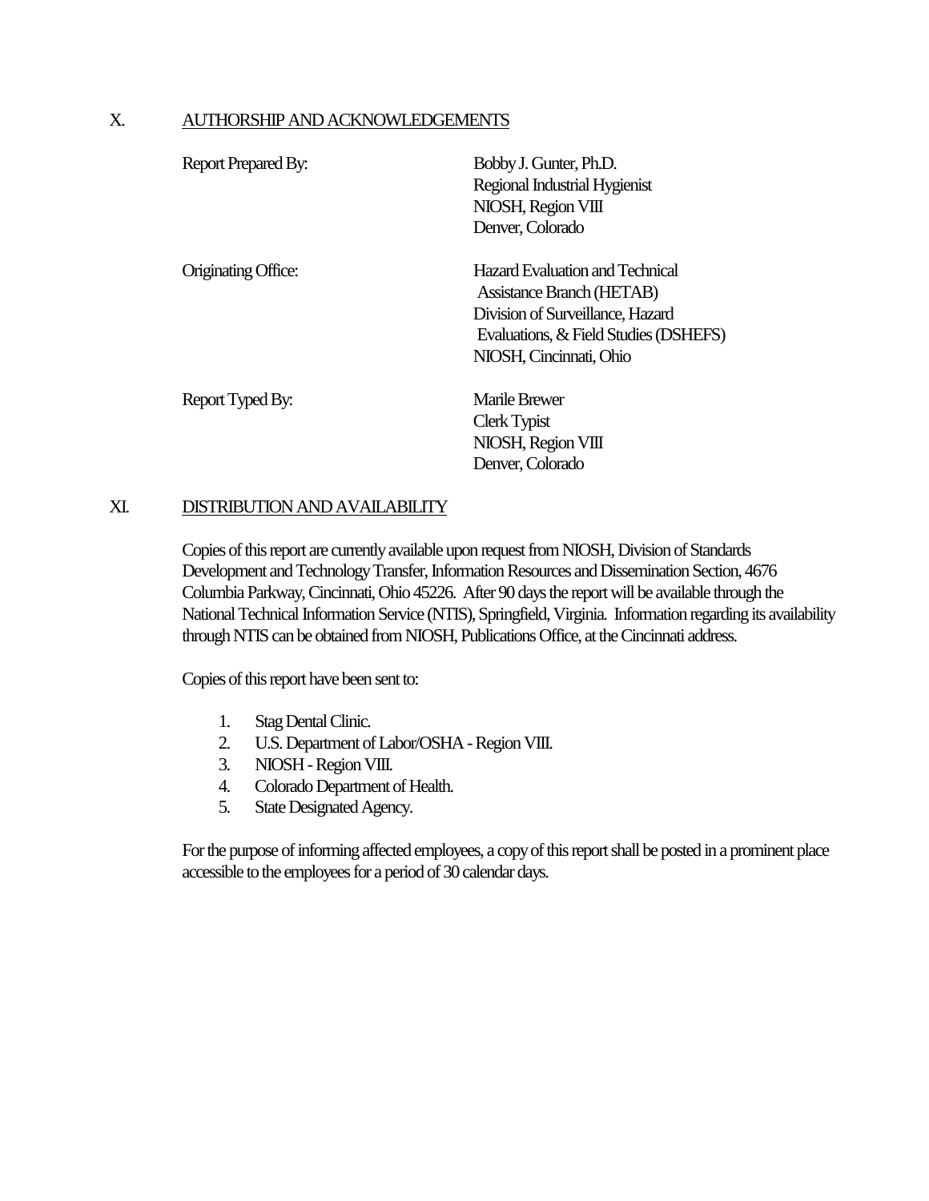## X. AUTHORSHIP AND ACKNOWLEDGEMENTS

| | |
|---|---|
| Report Prepared By: | Bobby J. Gunter, Ph.D.<br>Regional Industrial Hygienist<br>NIOSH, Region VIII<br>Denver, Colorado |
| Originating Office: | Hazard Evaluation and Technical Assistance Branch (HETAB)<br>Division of Surveillance, Hazard Evaluations, & Field Studies (DSHEFS)<br>NIOSH, Cincinnati, Ohio |
| Report Typed By: | Marile Brewer<br>Clerk Typist<br>NIOSH, Region VIII<br>Denver, Colorado |

## XI. DISTRIBUTION AND AVAILABILITY

Copies of this report are currently available upon request from NIOSH, Division of Standards Development and Technology Transfer, Information Resources and Dissemination Section, 4676 Columbia Parkway, Cincinnati, Ohio 45226. After 90 days the report will be available through the National Technical Information Service (NTIS), Springfield, Virginia. Information regarding its availability through NTIS can be obtained from NIOSH, Publications Office, at the Cincinnati address.

Copies of this report have been sent to:

1. Stag Dental Clinic.
2. U.S. Department of Labor/OSHA - Region VIII.
3. NIOSH - Region VIII.
4. Colorado Department of Health.
5. State Designated Agency.

For the purpose of informing affected employees, a copy of this report shall be posted in a prominent place accessible to the employees for a period of 30 calendar days.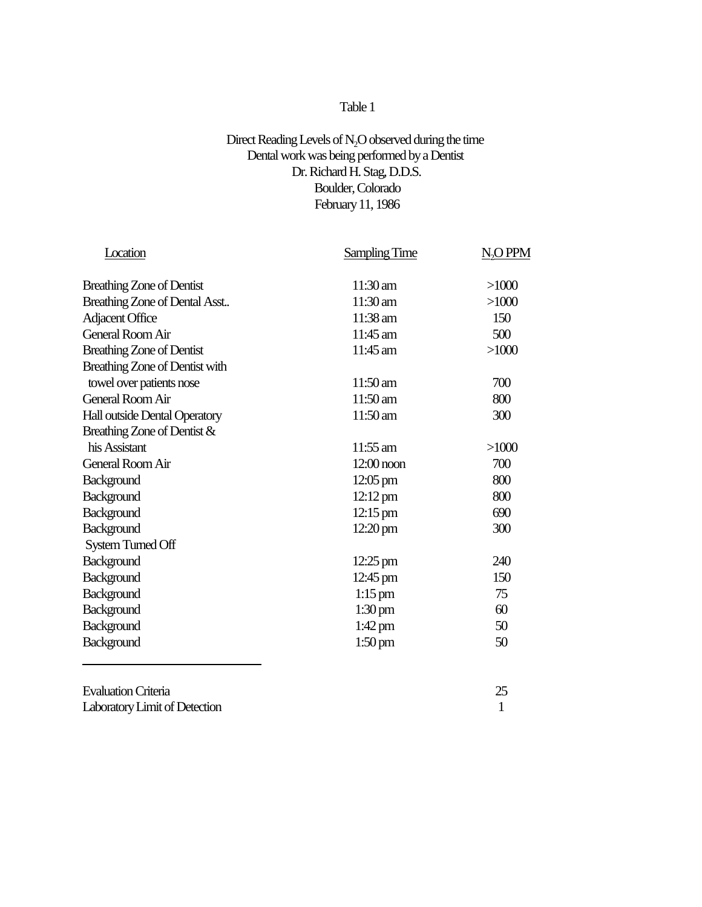Table 1

Direct Reading Levels of $N_2O$ observed during the time Dental work was being performed by a Dentist
Dr. Richard H. Stag, D.D.S.
Boulder, Colorado
February 11, 1986

| Location | Sampling Time | $N_2O$ PPM |
|---|---|---|
| Breathing Zone of Dentist | 11:30 am | >1000 |
| Breathing Zone of Dental Asst.. | 11:30 am | >1000 |
| Adjacent Office | 11:38 am | 150 |
| General Room Air | 11:45 am | 500 |
| Breathing Zone of Dentist | 11:45 am | >1000 |
| Breathing Zone of Dentist with towel over patients nose | 11:50 am | 700 |
| General Room Air | 11:50 am | 800 |
| Hall outside Dental Operatory | 11:50 am | 300 |
| Breathing Zone of Dentist & his Assistant | 11:55 am | >1000 |
| General Room Air | 12:00 noon | 700 |
| Background | 12:05 pm | 800 |
| Background | 12:12 pm | 800 |
| Background | 12:15 pm | 690 |
| Background | 12:20 pm | 300 |
| System Turned Off | | |
| Background | 12:25 pm | 240 |
| Background | 12:45 pm | 150 |
| Background | 1:15 pm | 75 |
| Background | 1:30 pm | 60 |
| Background | 1:42 pm | 50 |
| Background | 1:50 pm | 50 |
| Evaluation Criteria | | 25 |
| Laboratory Limit of Detection | | 1 |